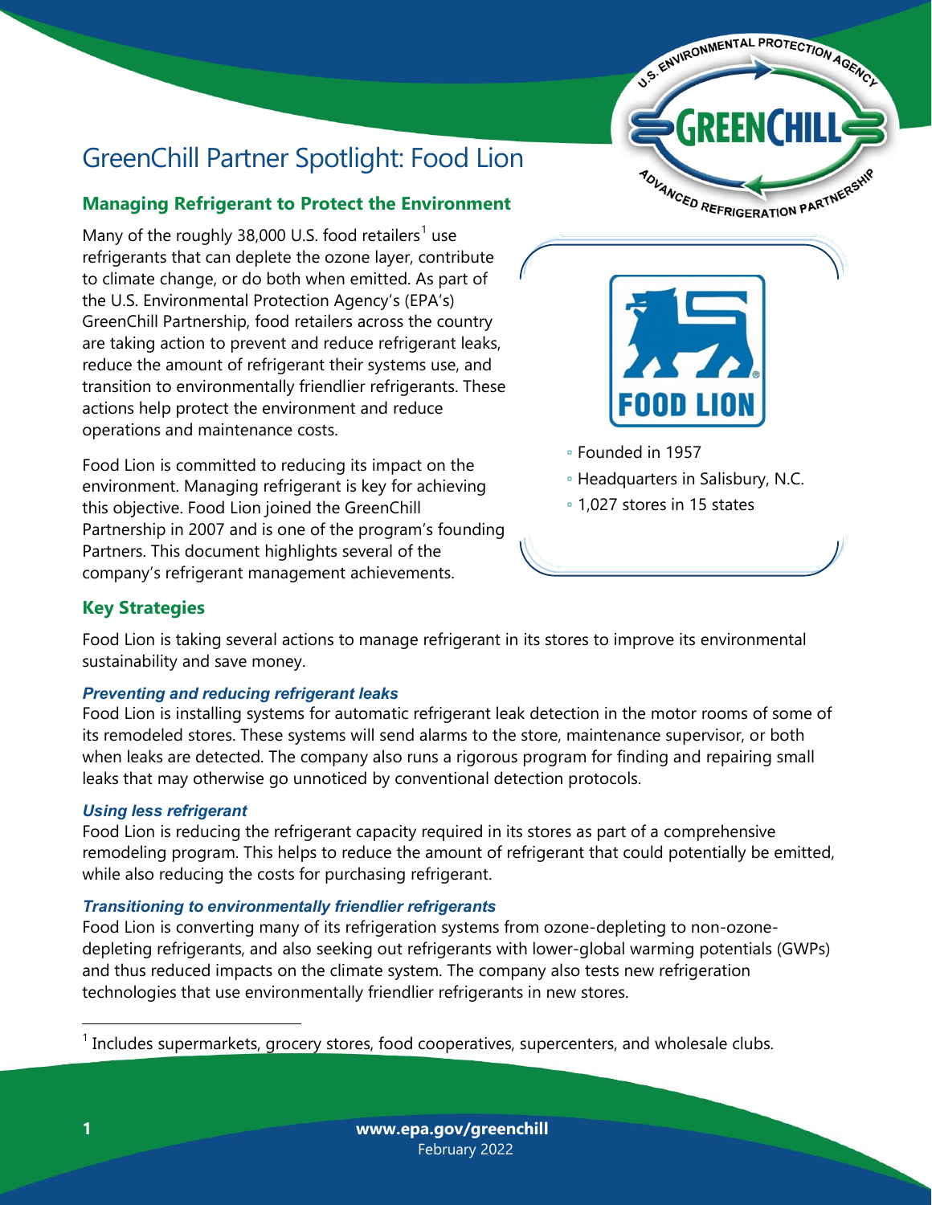# GreenChill Partner Spotlight: Food Lion

## Managing Refrigerant to Protect the Environment

Many of the roughly 38,000 U.S. food retailers[1] use refrigerants that can deplete the ozone layer, contribute to climate change, or do both when emitted. As part of the U.S. Environmental Protection Agency's (EPA's) GreenChill Partnership, food retailers across the country are taking action to prevent and reduce refrigerant leaks, reduce the amount of refrigerant their systems use, and transition to environmentally friendlier refrigerants. These actions help protect the environment and reduce operations and maintenance costs.

Food Lion is committed to reducing its impact on the environment. Managing refrigerant is key for achieving this objective. Food Lion joined the GreenChill Partnership in 2007 and is one of the program's founding Partners. This document highlights several of the company's refrigerant management achievements.

- Founded in 1957
- Headquarters in Salisbury, N.C.
- 1,027 stores in 15 states

## Key Strategies

Food Lion is taking several actions to manage refrigerant in its stores to improve its environmental sustainability and save money.

### *Preventing and reducing refrigerant leaks*

Food Lion is installing systems for automatic refrigerant leak detection in the motor rooms of some of its remodeled stores. These systems will send alarms to the store, maintenance supervisor, or both when leaks are detected. The company also runs a rigorous program for finding and repairing small leaks that may otherwise go unnoticed by conventional detection protocols.

### *Using less refrigerant*

Food Lion is reducing the refrigerant capacity required in its stores as part of a comprehensive remodeling program. This helps to reduce the amount of refrigerant that could potentially be emitted, while also reducing the costs for purchasing refrigerant.

### *Transitioning to environmentally friendlier refrigerants*

Food Lion is converting many of its refrigeration systems from ozone-depleting to non-ozone-depleting refrigerants, and also seeking out refrigerants with lower-global warming potentials (GWPs) and thus reduced impacts on the climate system. The company also tests new refrigeration technologies that use environmentally friendlier refrigerants in new stores.

[1] Includes supermarkets, grocery stores, food cooperatives, supercenters, and wholesale clubs.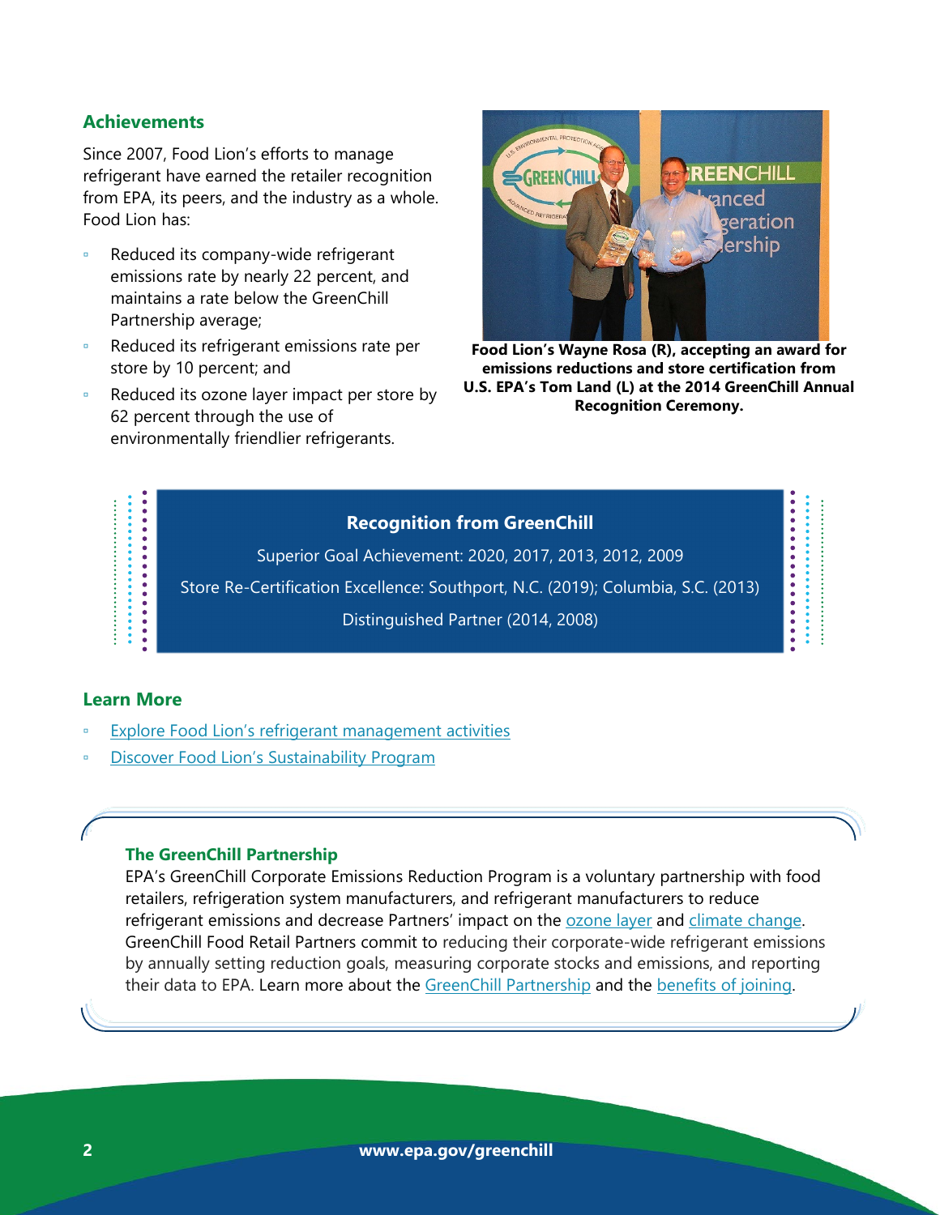## Achievements

Since 2007, Food Lion's efforts to manage refrigerant have earned the retailer recognition from EPA, its peers, and the industry as a whole. Food Lion has:

- Reduced its company-wide refrigerant emissions rate by nearly 22 percent, and maintains a rate below the GreenChill Partnership average;
- Reduced its refrigerant emissions rate per store by 10 percent; and
- Reduced its ozone layer impact per store by 62 percent through the use of environmentally friendlier refrigerants.

**Food Lion's Wayne Rosa (R), accepting an award for emissions reductions and store certification from U.S. EPA's Tom Land (L) at the 2014 GreenChill Annual Recognition Ceremony.**

### Recognition from GreenChill

Superior Goal Achievement: 2020, 2017, 2013, 2012, 2009

Store Re-Certification Excellence: Southport, N.C. (2019); Columbia, S.C. (2013)

Distinguished Partner (2014, 2008)

## Learn More

- Explore Food Lion's refrigerant management activities
- Discover Food Lion's Sustainability Program

### The GreenChill Partnership

EPA's GreenChill Corporate Emissions Reduction Program is a voluntary partnership with food retailers, refrigeration system manufacturers, and refrigerant manufacturers to reduce refrigerant emissions and decrease Partners' impact on the ozone layer and climate change. GreenChill Food Retail Partners commit to reducing their corporate-wide refrigerant emissions by annually setting reduction goals, measuring corporate stocks and emissions, and reporting their data to EPA. Learn more about the GreenChill Partnership and the benefits of joining.

www.epa.gov/greenchill